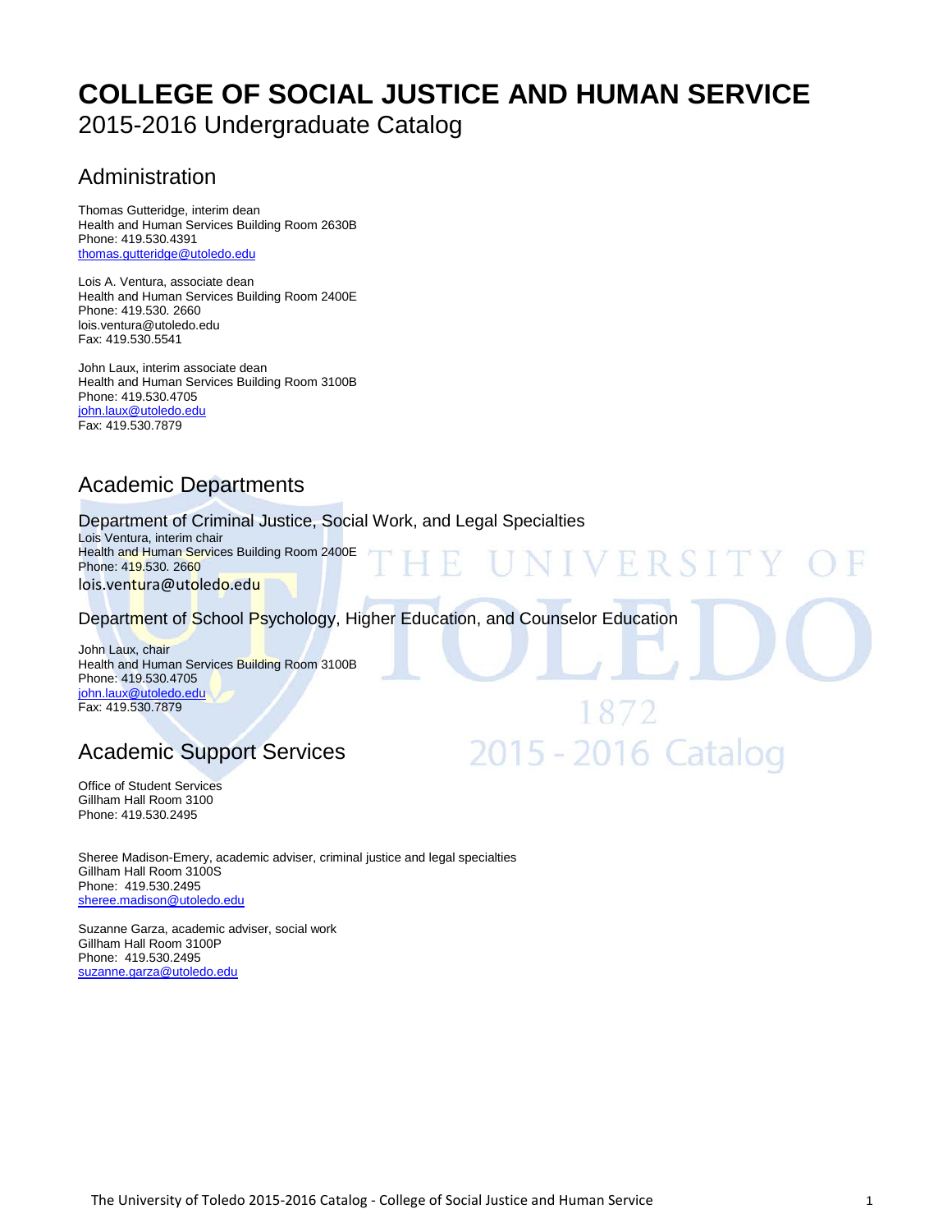# COLLEGE OF SOCIAL JUSTICE AND HUMAN SERVICE

2015-2016 Undergraduate Catalog

## Administration

Thomas Gutteridge, interim dean  
Health and Human Services Building Room 2630B  
Phone: 419.530.4391  
thomas.gutteridge@utoledo.edu

Lois A. Ventura, associate dean  
Health and Human Services Building Room 2400E  
Phone: 419.530. 2660  
lois.ventura@utoledo.edu  
Fax: 419.530.5541

John Laux, interim associate dean  
Health and Human Services Building Room 3100B  
Phone: 419.530.4705  
john.laux@utoledo.edu  
Fax: 419.530.7879

## Academic Departments

### Department of Criminal Justice, Social Work, and Legal Specialties

Lois Ventura, interim chair  
Health and Human Services Building Room 2400E  
Phone: 419.530. 2660  
lois.ventura@utoledo.edu

### Department of School Psychology, Higher Education, and Counselor Education

John Laux, chair  
Health and Human Services Building Room 3100B  
Phone: 419.530.4705  
john.laux@utoledo.edu  
Fax: 419.530.7879

## Academic Support Services

Office of Student Services  
Gillham Hall Room 3100  
Phone: 419.530.2495

Sheree Madison-Emery, academic adviser, criminal justice and legal specialties  
Gillham Hall Room 3100S  
Phone: 419.530.2495  
sheree.madison@utoledo.edu

Suzanne Garza, academic adviser, social work  
Gillham Hall Room 3100P  
Phone: 419.530.2495  
suzanne.garza@utoledo.edu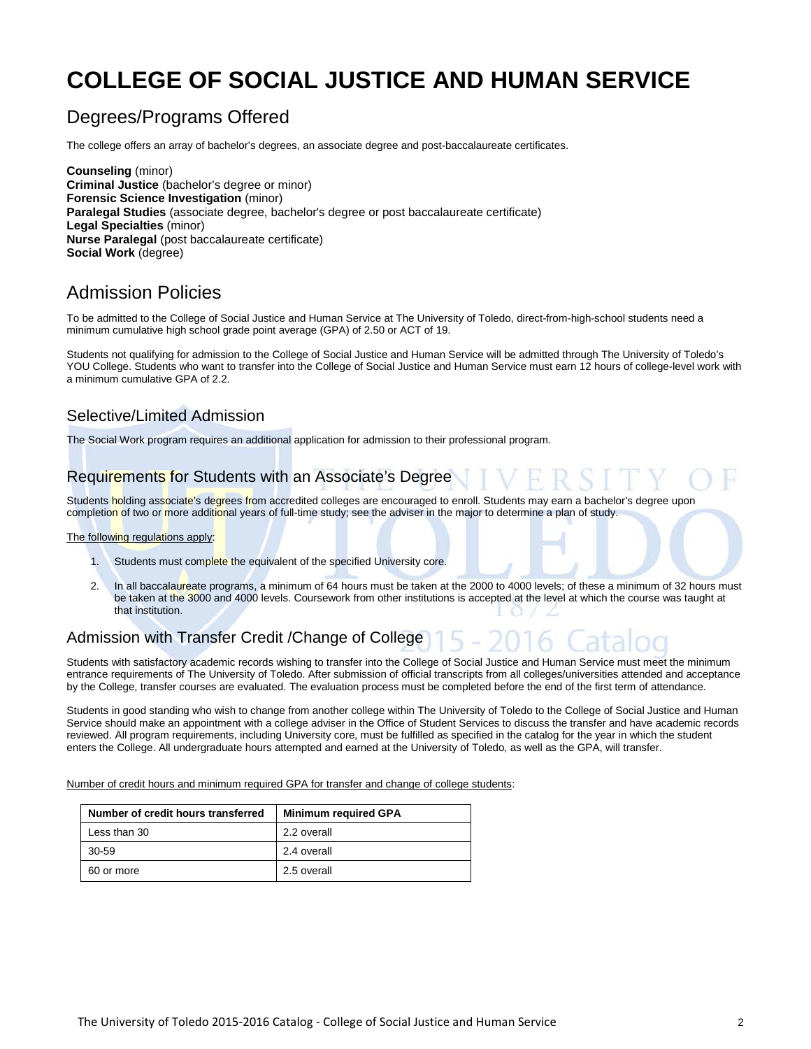# COLLEGE OF SOCIAL JUSTICE AND HUMAN SERVICE

## Degrees/Programs Offered

The college offers an array of bachelor's degrees, an associate degree and post-baccalaureate certificates.

**Counseling** (minor)
**Criminal Justice** (bachelor's degree or minor)
**Forensic Science Investigation** (minor)
**Paralegal Studies** (associate degree, bachelor's degree or post baccalaureate certificate)
**Legal Specialties** (minor)
**Nurse Paralegal** (post baccalaureate certificate)
**Social Work** (degree)

## Admission Policies

To be admitted to the College of Social Justice and Human Service at The University of Toledo, direct-from-high-school students need a minimum cumulative high school grade point average (GPA) of 2.50 or ACT of 19.

Students not qualifying for admission to the College of Social Justice and Human Service will be admitted through The University of Toledo's YOU College. Students who want to transfer into the College of Social Justice and Human Service must earn 12 hours of college-level work with a minimum cumulative GPA of 2.2.

### Selective/Limited Admission

The Social Work program requires an additional application for admission to their professional program.

### Requirements for Students with an Associate's Degree

Students holding associate's degrees from accredited colleges are encouraged to enroll. Students may earn a bachelor's degree upon completion of two or more additional years of full-time study; see the adviser in the major to determine a plan of study.

The following regulations apply:

1. Students must complete the equivalent of the specified University core.
2. In all baccalaureate programs, a minimum of 64 hours must be taken at the 2000 to 4000 levels; of these a minimum of 32 hours must be taken at the 3000 and 4000 levels. Coursework from other institutions is accepted at the level at which the course was taught at that institution.

### Admission with Transfer Credit /Change of College

Students with satisfactory academic records wishing to transfer into the College of Social Justice and Human Service must meet the minimum entrance requirements of The University of Toledo. After submission of official transcripts from all colleges/universities attended and acceptance by the College, transfer courses are evaluated. The evaluation process must be completed before the end of the first term of attendance.

Students in good standing who wish to change from another college within The University of Toledo to the College of Social Justice and Human Service should make an appointment with a college adviser in the Office of Student Services to discuss the transfer and have academic records reviewed. All program requirements, including University core, must be fulfilled as specified in the catalog for the year in which the student enters the College. All undergraduate hours attempted and earned at the University of Toledo, as well as the GPA, will transfer.

Number of credit hours and minimum required GPA for transfer and change of college students:

| Number of credit hours transferred | Minimum required GPA |
|---|---|
| Less than 30 | 2.2 overall |
| 30-59 | 2.4 overall |
| 60 or more | 2.5 overall |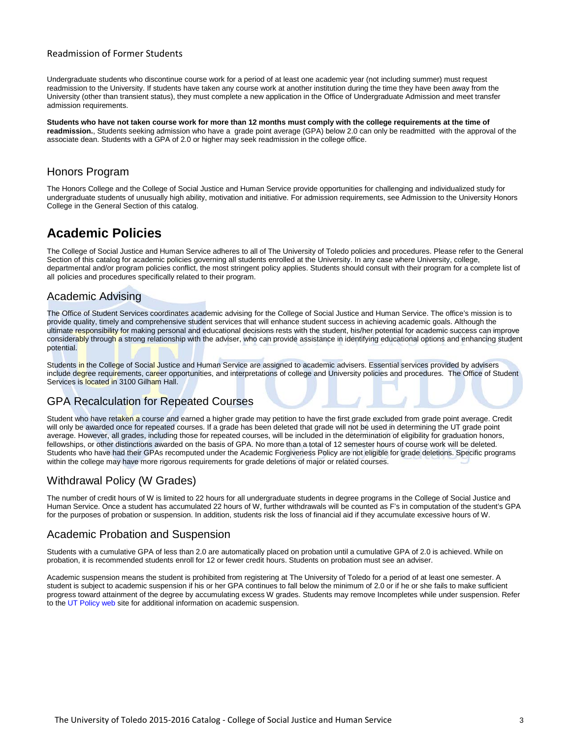### Readmission of Former Students

Undergraduate students who discontinue course work for a period of at least one academic year (not including summer) must request readmission to the University. If students have taken any course work at another institution during the time they have been away from the University (other than transient status), they must complete a new application in the Office of Undergraduate Admission and meet transfer admission requirements.

**Students who have not taken course work for more than 12 months must comply with the college requirements at the time of readmission.**, Students seeking admission who have a grade point average (GPA) below 2.0 can only be readmitted with the approval of the associate dean. Students with a GPA of 2.0 or higher may seek readmission in the college office.

## Honors Program

The Honors College and the College of Social Justice and Human Service provide opportunities for challenging and individualized study for undergraduate students of unusually high ability, motivation and initiative. For admission requirements, see Admission to the University Honors College in the General Section of this catalog.

# Academic Policies

The College of Social Justice and Human Service adheres to all of The University of Toledo policies and procedures. Please refer to the General Section of this catalog for academic policies governing all students enrolled at the University. In any case where University, college, departmental and/or program policies conflict, the most stringent policy applies. Students should consult with their program for a complete list of all policies and procedures specifically related to their program.

## Academic Advising

The Office of Student Services coordinates academic advising for the College of Social Justice and Human Service. The office's mission is to provide quality, timely and comprehensive student services that will enhance student success in achieving academic goals. Although the ultimate responsibility for making personal and educational decisions rests with the student, his/her potential for academic success can improve considerably through a strong relationship with the adviser, who can provide assistance in identifying educational options and enhancing student potential.

Students in the College of Social Justice and Human Service are assigned to academic advisers. Essential services provided by advisers include degree requirements, career opportunities, and interpretations of college and University policies and procedures. The Office of Student Services is located in 3100 Gilham Hall.

## GPA Recalculation for Repeated Courses

Student who have retaken a course and earned a higher grade may petition to have the first grade excluded from grade point average. Credit will only be awarded once for repeated courses. If a grade has been deleted that grade will not be used in determining the UT grade point average. However, all grades, including those for repeated courses, will be included in the determination of eligibility for graduation honors, fellowships, or other distinctions awarded on the basis of GPA. No more than a total of 12 semester hours of course work will be deleted. Students who have had their GPAs recomputed under the Academic Forgiveness Policy are not eligible for grade deletions. Specific programs within the college may have more rigorous requirements for grade deletions of major or related courses.

## Withdrawal Policy (W Grades)

The number of credit hours of W is limited to 22 hours for all undergraduate students in degree programs in the College of Social Justice and Human Service. Once a student has accumulated 22 hours of W, further withdrawals will be counted as F's in computation of the student's GPA for the purposes of probation or suspension. In addition, students risk the loss of financial aid if they accumulate excessive hours of W.

## Academic Probation and Suspension

Students with a cumulative GPA of less than 2.0 are automatically placed on probation until a cumulative GPA of 2.0 is achieved. While on probation, it is recommended students enroll for 12 or fewer credit hours. Students on probation must see an adviser.

Academic suspension means the student is prohibited from registering at The University of Toledo for a period of at least one semester. A student is subject to academic suspension if his or her GPA continues to fall below the minimum of 2.0 or if he or she fails to make sufficient progress toward attainment of the degree by accumulating excess W grades. Students may remove Incompletes while under suspension. Refer to the UT Policy web site for additional information on academic suspension.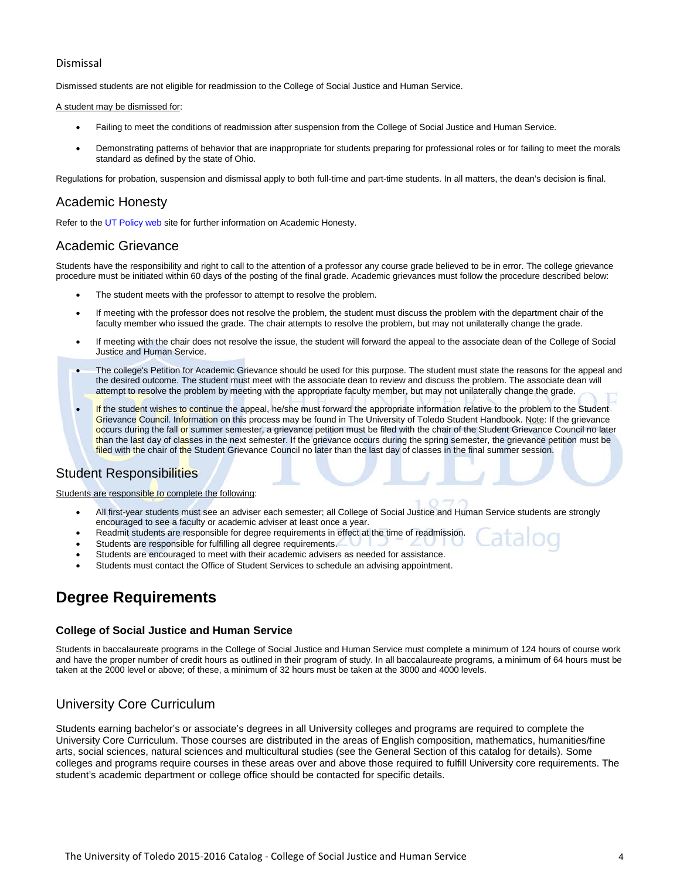## Dismissal

Dismissed students are not eligible for readmission to the College of Social Justice and Human Service.

A student may be dismissed for:

- Failing to meet the conditions of readmission after suspension from the College of Social Justice and Human Service.
- Demonstrating patterns of behavior that are inappropriate for students preparing for professional roles or for failing to meet the morals standard as defined by the state of Ohio.

Regulations for probation, suspension and dismissal apply to both full-time and part-time students. In all matters, the dean's decision is final.

## Academic Honesty

Refer to the UT Policy web site for further information on Academic Honesty.

## Academic Grievance

Students have the responsibility and right to call to the attention of a professor any course grade believed to be in error. The college grievance procedure must be initiated within 60 days of the posting of the final grade. Academic grievances must follow the procedure described below:

- The student meets with the professor to attempt to resolve the problem.
- If meeting with the professor does not resolve the problem, the student must discuss the problem with the department chair of the faculty member who issued the grade. The chair attempts to resolve the problem, but may not unilaterally change the grade.
- If meeting with the chair does not resolve the issue, the student will forward the appeal to the associate dean of the College of Social Justice and Human Service.
- The college's Petition for Academic Grievance should be used for this purpose. The student must state the reasons for the appeal and the desired outcome. The student must meet with the associate dean to review and discuss the problem. The associate dean will attempt to resolve the problem by meeting with the appropriate faculty member, but may not unilaterally change the grade.
- If the student wishes to continue the appeal, he/she must forward the appropriate information relative to the problem to the Student Grievance Council. Information on this process may be found in The University of Toledo Student Handbook. Note: If the grievance occurs during the fall or summer semester, a grievance petition must be filed with the chair of the Student Grievance Council no later than the last day of classes in the next semester. If the grievance occurs during the spring semester, the grievance petition must be filed with the chair of the Student Grievance Council no later than the last day of classes in the final summer session.

## Student Responsibilities

Students are responsible to complete the following:

- All first-year students must see an adviser each semester; all College of Social Justice and Human Service students are strongly encouraged to see a faculty or academic adviser at least once a year.
- Readmit students are responsible for degree requirements in effect at the time of readmission.
- Students are responsible for fulfilling all degree requirements.
- Students are encouraged to meet with their academic advisers as needed for assistance.
- Students must contact the Office of Student Services to schedule an advising appointment.

# Degree Requirements

### College of Social Justice and Human Service

Students in baccalaureate programs in the College of Social Justice and Human Service must complete a minimum of 124 hours of course work and have the proper number of credit hours as outlined in their program of study. In all baccalaureate programs, a minimum of 64 hours must be taken at the 2000 level or above; of these, a minimum of 32 hours must be taken at the 3000 and 4000 levels.

## University Core Curriculum

Students earning bachelor's or associate's degrees in all University colleges and programs are required to complete the University Core Curriculum. Those courses are distributed in the areas of English composition, mathematics, humanities/fine arts, social sciences, natural sciences and multicultural studies (see the General Section of this catalog for details). Some colleges and programs require courses in these areas over and above those required to fulfill University core requirements. The student's academic department or college office should be contacted for specific details.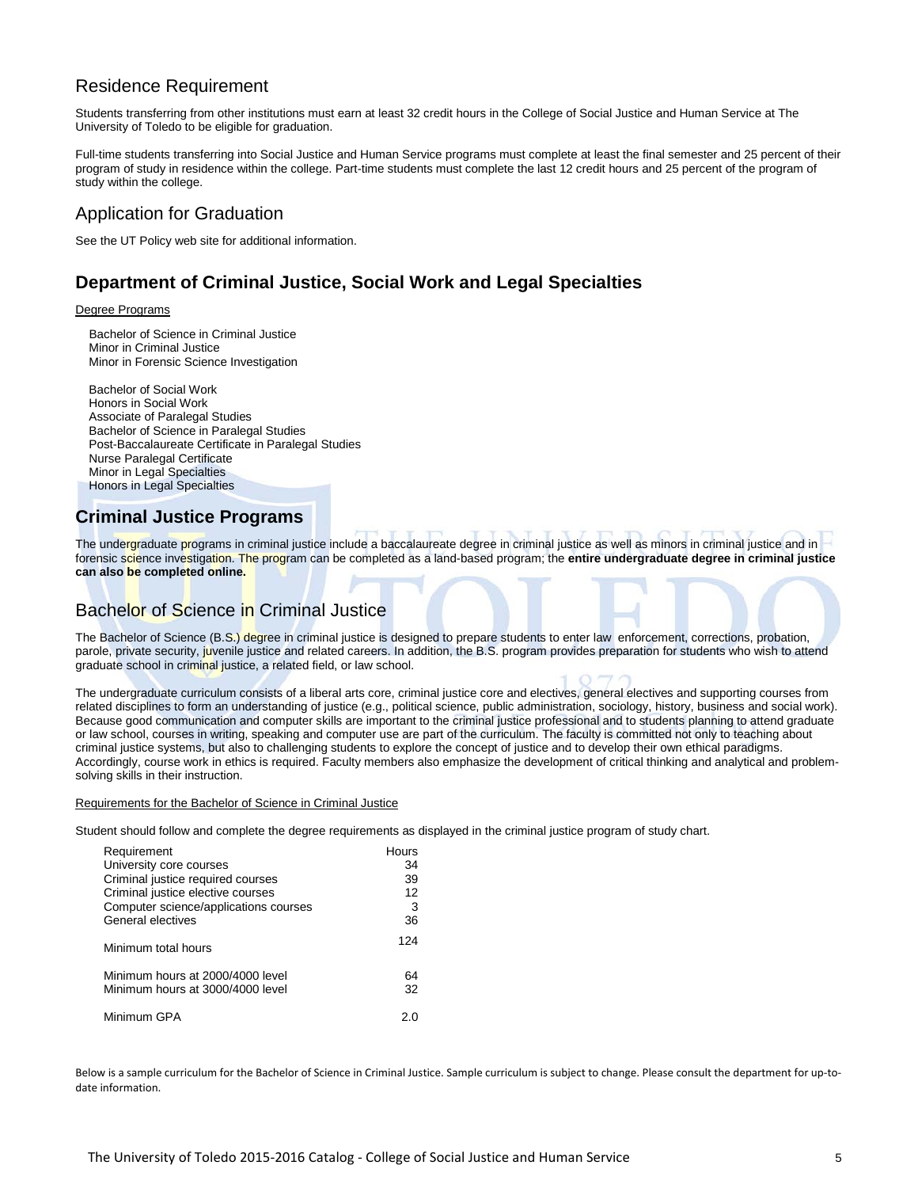## Residence Requirement

Students transferring from other institutions must earn at least 32 credit hours in the College of Social Justice and Human Service at The University of Toledo to be eligible for graduation.

Full-time students transferring into Social Justice and Human Service programs must complete at least the final semester and 25 percent of their program of study in residence within the college. Part-time students must complete the last 12 credit hours and 25 percent of the program of study within the college.

## Application for Graduation

See the UT Policy web site for additional information.

# Department of Criminal Justice, Social Work and Legal Specialties

Degree Programs

- Bachelor of Science in Criminal Justice
- Minor in Criminal Justice
- Minor in Forensic Science Investigation

- Bachelor of Social Work
- Honors in Social Work
- Associate of Paralegal Studies
- Bachelor of Science in Paralegal Studies
- Post-Baccalaureate Certificate in Paralegal Studies
- Nurse Paralegal Certificate
- Minor in Legal Specialties
- Honors in Legal Specialties

# Criminal Justice Programs

The undergraduate programs in criminal justice include a baccalaureate degree in criminal justice as well as minors in criminal justice and in forensic science investigation. The program can be completed as a land-based program; the **entire undergraduate degree in criminal justice can also be completed online.**

## Bachelor of Science in Criminal Justice

The Bachelor of Science (B.S.) degree in criminal justice is designed to prepare students to enter law enforcement, corrections, probation, parole, private security, juvenile justice and related careers. In addition, the B.S. program provides preparation for students who wish to attend graduate school in criminal justice, a related field, or law school.

The undergraduate curriculum consists of a liberal arts core, criminal justice core and electives, general electives and supporting courses from related disciplines to form an understanding of justice (e.g., political science, public administration, sociology, history, business and social work). Because good communication and computer skills are important to the criminal justice professional and to students planning to attend graduate or law school, courses in writing, speaking and computer use are part of the curriculum. The faculty is committed not only to teaching about criminal justice systems, but also to challenging students to explore the concept of justice and to develop their own ethical paradigms. Accordingly, course work in ethics is required. Faculty members also emphasize the development of critical thinking and analytical and problem-solving skills in their instruction.

Requirements for the Bachelor of Science in Criminal Justice

Student should follow and complete the degree requirements as displayed in the criminal justice program of study chart.

| Requirement | Hours |
|---|---|
| University core courses | 34 |
| Criminal justice required courses | 39 |
| Criminal justice elective courses | 12 |
| Computer science/applications courses | 3 |
| General electives | 36 |
| Minimum total hours | 124 |
| Minimum hours at 2000/4000 level | 64 |
| Minimum hours at 3000/4000 level | 32 |
| Minimum GPA | 2.0 |

Below is a sample curriculum for the Bachelor of Science in Criminal Justice. Sample curriculum is subject to change. Please consult the department for up-to-date information.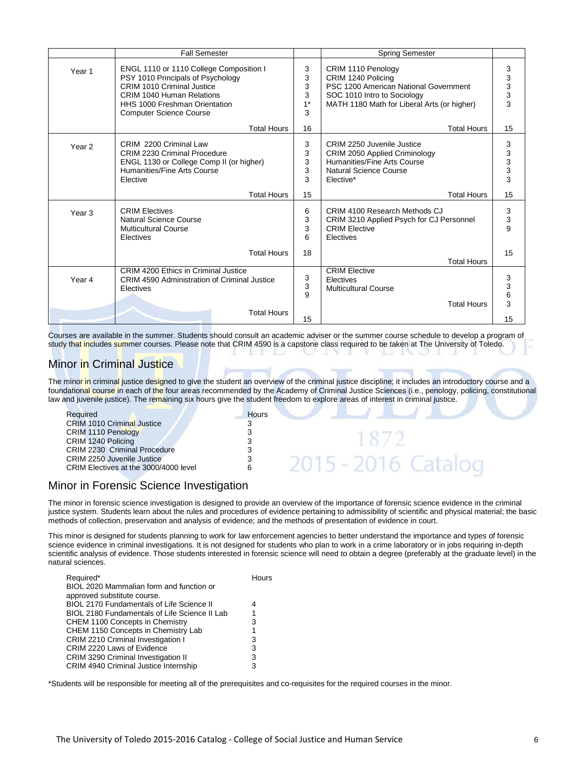| | Fall Semester | | Spring Semester | |
|---|---|---|---|---|
| Year 1 | ENGL 1110 or 1110 College Composition I<br>PSY 1010 Principals of Psychology<br>CRIM 1010 Criminal Justice<br>CRIM 1040 Human Relations<br>HHS 1000 Freshman Orientation<br>Computer Science Course | 3<br>3<br>3<br>3<br>1*<br>3 | CRIM 1110 Penology<br>CRIM 1240 Policing<br>PSC 1200 American National Government<br>SOC 1010 Intro to Sociology<br>MATH 1180 Math for Liberal Arts (or higher) | 3<br>3<br>3<br>3<br>3 |
| | Total Hours | 16 | Total Hours | 15 |
| Year 2 | CRIM 2200 Criminal Law<br>CRIM 2230 Criminal Procedure<br>ENGL 1130 or College Comp II (or higher)<br>Humanities/Fine Arts Course<br>Elective | 3<br>3<br>3<br>3<br>3 | CRIM 2250 Juvenile Justice<br>CRIM 2050 Applied Criminology<br>Humanities/Fine Arts Course<br>Natural Science Course<br>Elective* | 3<br>3<br>3<br>3<br>3 |
| | Total Hours | 15 | Total Hours | 15 |
| Year 3 | CRIM Electives<br>Natural Science Course<br>Multicultural Course<br>Electives | 6<br>3<br>3<br>6 | CRIM 4100 Research Methods CJ<br>CRIM 3210 Applied Psych for CJ Personnel<br>CRIM Elective<br>Electives | 3<br>3<br>9 |
| | Total Hours | 18 | Total Hours | 15 |
| Year 4 | CRIM 4200 Ethics in Criminal Justice<br>CRIM 4590 Administration of Criminal Justice<br>Electives | 3<br>3<br>9 | CRIM Elective<br>Electives<br>Multicultural Course | 3<br>3<br>6<br>3 |
| | Total Hours | 15 | Total Hours | 15 |

Courses are available in the summer. Students should consult an academic adviser or the summer course schedule to develop a program of study that includes summer courses. Please note that CRIM 4590 is a capstone class required to be taken at The University of Toledo.

## Minor in Criminal Justice

The minor in criminal justice designed to give the student an overview of the criminal justice discipline; it includes an introductory course and a foundational course in each of the four areas recommended by the Academy of Criminal Justice Sciences (i.e., penology, policing, constitutional law and juvenile justice). The remaining six hours give the student freedom to explore areas of interest in criminal justice.

| Required | Hours |
|---|---|
| CRIM 1010 Criminal Justice | 3 |
| CRIM 1110 Penology | 3 |
| CRIM 1240 Policing | 3 |
| CRIM 2230 Criminal Procedure | 3 |
| CRIM 2250 Juvenile Justice | 3 |
| CRIM Electives at the 3000/4000 level | 6 |

## Minor in Forensic Science Investigation

The minor in forensic science investigation is designed to provide an overview of the importance of forensic science evidence in the criminal justice system. Students learn about the rules and procedures of evidence pertaining to admissibility of scientific and physical material; the basic methods of collection, preservation and analysis of evidence; and the methods of presentation of evidence in court.

This minor is designed for students planning to work for law enforcement agencies to better understand the importance and types of forensic science evidence in criminal investigations. It is not designed for students who plan to work in a crime laboratory or in jobs requiring in-depth scientific analysis of evidence. Those students interested in forensic science will need to obtain a degree (preferably at the graduate level) in the natural sciences.

| Required* | Hours |
|---|---|
| BIOL 2020 Mammalian form and function or approved substitute course. | |
| BIOL 2170 Fundamentals of Life Science II | 4 |
| BIOL 2180 Fundamentals of Life Science II Lab | 1 |
| CHEM 1100 Concepts in Chemistry | 3 |
| CHEM 1150 Concepts in Chemistry Lab | 1 |
| CRIM 2210 Criminal Investigation I | 3 |
| CRIM 2220 Laws of Evidence | 3 |
| CRIM 3290 Criminal Investigation II | 3 |
| CRIM 4940 Criminal Justice Internship | 3 |

*Students will be responsible for meeting all of the prerequisites and co-requisites for the required courses in the minor.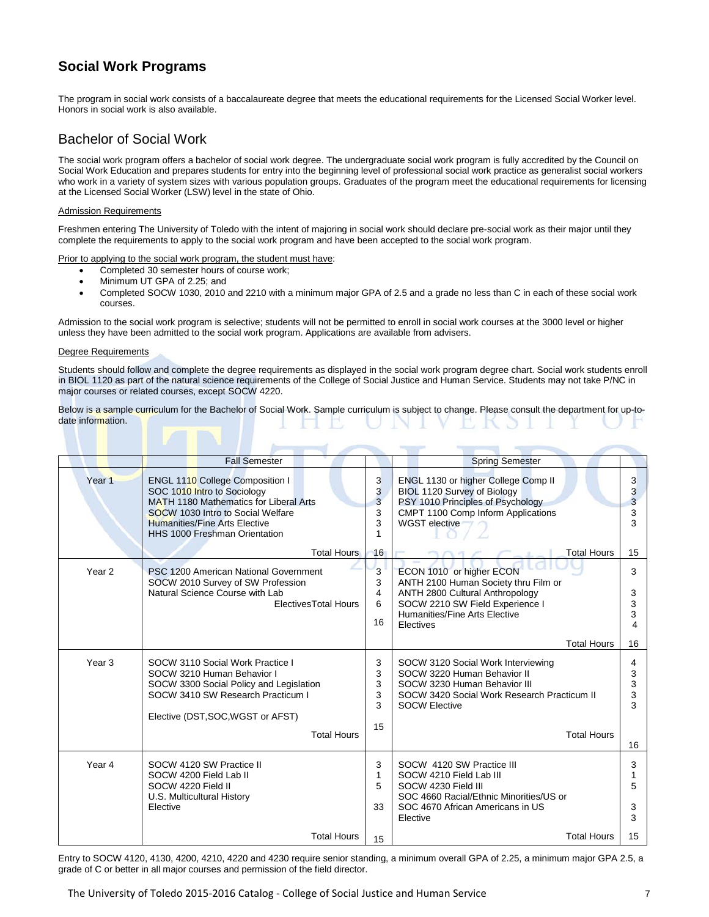## Social Work Programs

The program in social work consists of a baccalaureate degree that meets the educational requirements for the Licensed Social Worker level. Honors in social work is also available.

## Bachelor of Social Work

The social work program offers a bachelor of social work degree. The undergraduate social work program is fully accredited by the Council on Social Work Education and prepares students for entry into the beginning level of professional social work practice as generalist social workers who work in a variety of system sizes with various population groups. Graduates of the program meet the educational requirements for licensing at the Licensed Social Worker (LSW) level in the state of Ohio.

Admission Requirements

Freshmen entering The University of Toledo with the intent of majoring in social work should declare pre-social work as their major until they complete the requirements to apply to the social work program and have been accepted to the social work program.

Prior to applying to the social work program, the student must have:

- Completed 30 semester hours of course work;
- Minimum UT GPA of 2.25; and
- Completed SOCW 1030, 2010 and 2210 with a minimum major GPA of 2.5 and a grade no less than C in each of these social work courses.

Admission to the social work program is selective; students will not be permitted to enroll in social work courses at the 3000 level or higher unless they have been admitted to the social work program. Applications are available from advisers.

Degree Requirements

Students should follow and complete the degree requirements as displayed in the social work program degree chart. Social work students enroll in BIOL 1120 as part of the natural science requirements of the College of Social Justice and Human Service. Students may not take P/NC in major courses or related courses, except SOCW 4220.

Below is a sample curriculum for the Bachelor of Social Work. Sample curriculum is subject to change. Please consult the department for up-to-date information.

| | Fall Semester | | Spring Semester | |
|---|---|---|---|---|
| Year 1 | ENGL 1110 College Composition I | 3 | ENGL 1130 or higher College Comp II | 3 |
| | SOC 1010 Intro to Sociology | 3 | BIOL 1120 Survey of Biology | 3 |
| | MATH 1180 Mathematics for Liberal Arts | 3 | PSY 1010 Principles of Psychology | 3 |
| | SOCW 1030 Intro to Social Welfare | 3 | CMPT 1100 Comp Inform Applications | 3 |
| | Humanities/Fine Arts Elective | 3 | WGST elective | 3 |
| | HHS 1000 Freshman Orientation | 1 | | |
| | Total Hours | 16 | Total Hours | 15 |
| Year 2 | PSC 1200 American National Government | 3 | ECON 1010 or higher ECON | 3 |
| | SOCW 2010 Survey of SW Profession | 3 | ANTH 2100 Human Society thru Film or ANTH 2800 Cultural Anthropology | 3 |
| | Natural Science Course with Lab | 4 | SOCW 2210 SW Field Experience I | 3 |
| | Electives | 6 | Humanities/Fine Arts Elective | 3 |
| | Total Hours | 16 | Electives | 4 |
| | | | Total Hours | 16 |
| Year 3 | SOCW 3110 Social Work Practice I | 3 | SOCW 3120 Social Work Interviewing | 4 |
| | SOCW 3210 Human Behavior I | 3 | SOCW 3220 Human Behavior II | 3 |
| | SOCW 3300 Social Policy and Legislation | 3 | SOCW 3230 Human Behavior III | 3 |
| | SOCW 3410 SW Research Practicum I | 3 | SOCW 3420 Social Work Research Practicum II | 3 |
| | Elective (DST,SOC,WGST or AFST) | 3 | SOCW Elective | 3 |
| | Total Hours | 15 | Total Hours | 16 |
| Year 4 | SOCW 4120 SW Practice II | 3 | SOCW 4120 SW Practice III | 3 |
| | SOCW 4200 Field Lab II | 1 | SOCW 4210 Field Lab III | 1 |
| | SOCW 4220 Field II | 5 | SOCW 4230 Field III | 5 |
| | U.S. Multicultural History | | SOC 4660 Racial/Ethnic Minorities/US or SOC 4670 African Americans in US | 3 |
| | Elective | 33 | Elective | 3 |
| | Total Hours | 15 | Total Hours | 15 |

Entry to SOCW 4120, 4130, 4200, 4210, 4220 and 4230 require senior standing, a minimum overall GPA of 2.25, a minimum major GPA 2.5, a grade of C or better in all major courses and permission of the field director.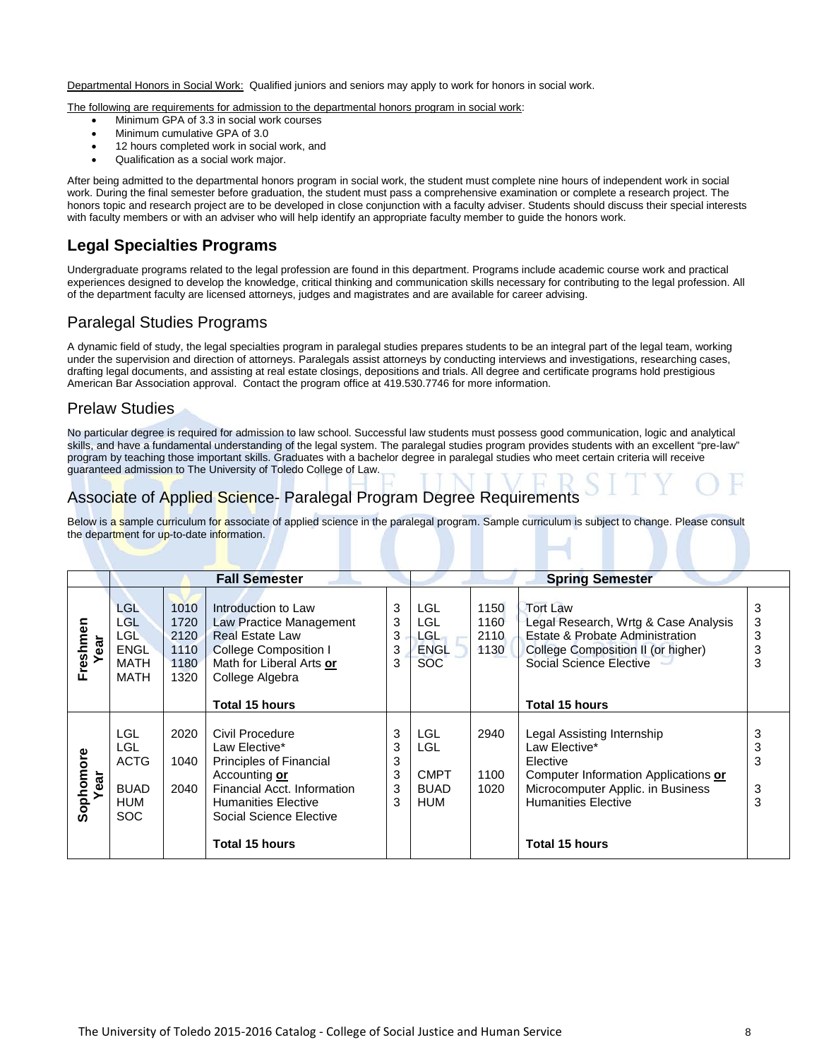Departmental Honors in Social Work: Qualified juniors and seniors may apply to work for honors in social work.

The following are requirements for admission to the departmental honors program in social work:

- Minimum GPA of 3.3 in social work courses
- Minimum cumulative GPA of 3.0
- 12 hours completed work in social work, and
- Qualification as a social work major.

After being admitted to the departmental honors program in social work, the student must complete nine hours of independent work in social work. During the final semester before graduation, the student must pass a comprehensive examination or complete a research project. The honors topic and research project are to be developed in close conjunction with a faculty adviser. Students should discuss their special interests with faculty members or with an adviser who will help identify an appropriate faculty member to guide the honors work.

## Legal Specialties Programs

Undergraduate programs related to the legal profession are found in this department. Programs include academic course work and practical experiences designed to develop the knowledge, critical thinking and communication skills necessary for contributing to the legal profession. All of the department faculty are licensed attorneys, judges and magistrates and are available for career advising.

### Paralegal Studies Programs

A dynamic field of study, the legal specialties program in paralegal studies prepares students to be an integral part of the legal team, working under the supervision and direction of attorneys. Paralegals assist attorneys by conducting interviews and investigations, researching cases, drafting legal documents, and assisting at real estate closings, depositions and trials. All degree and certificate programs hold prestigious American Bar Association approval. Contact the program office at 419.530.7746 for more information.

### Prelaw Studies

No particular degree is required for admission to law school. Successful law students must possess good communication, logic and analytical skills, and have a fundamental understanding of the legal system. The paralegal studies program provides students with an excellent "pre-law" program by teaching those important skills. Graduates with a bachelor degree in paralegal studies who meet certain criteria will receive guaranteed admission to The University of Toledo College of Law.

### Associate of Applied Science- Paralegal Program Degree Requirements

Below is a sample curriculum for associate of applied science in the paralegal program. Sample curriculum is subject to change. Please consult the department for up-to-date information.

| | Fall Semester | | | | Spring Semester | | | |
|---|---|---|---|---|---|---|---|---|
| **Freshmen Year** | LGL | 1010 | Introduction to Law | 3 | LGL | 1150 | Tort Law | 3 |
| | LGL | 1720 | Law Practice Management | 3 | LGL | 1160 | Legal Research, Wrtg & Case Analysis | 3 |
| | LGL | 2120 | Real Estate Law | 3 | LGL | 2110 | Estate & Probate Administration | 3 |
| | ENGL | 1110 | College Composition I | 3 | ENGL | 1130 | College Composition II (or higher) | 3 |
| | MATH | 1180 | Math for Liberal Arts **or** | 3 | SOC | | Social Science Elective | 3 |
| | MATH | 1320 | College Algebra | | | | | |
| | | | **Total 15 hours** | | | | **Total 15 hours** | |
| **Sophomore Year** | LGL | 2020 | Civil Procedure | 3 | LGL | 2940 | Legal Assisting Internship | 3 |
| | LGL | | Law Elective* | 3 | LGL | | Law Elective* | 3 |
| | ACTG | 1040 | Principles of Financial Accounting **or** | 3 | | | Elective | 3 |
| | BUAD | 2040 | Financial Acct. Information | 3 | CMPT | 1100 | Computer Information Applications **or** | |
| | HUM | | Humanities Elective | 3 | BUAD | 1020 | Microcomputer Applic. in Business | 3 |
| | SOC | | Social Science Elective | 3 | HUM | | Humanities Elective | 3 |
| | | | **Total 15 hours** | | | | **Total 15 hours** | |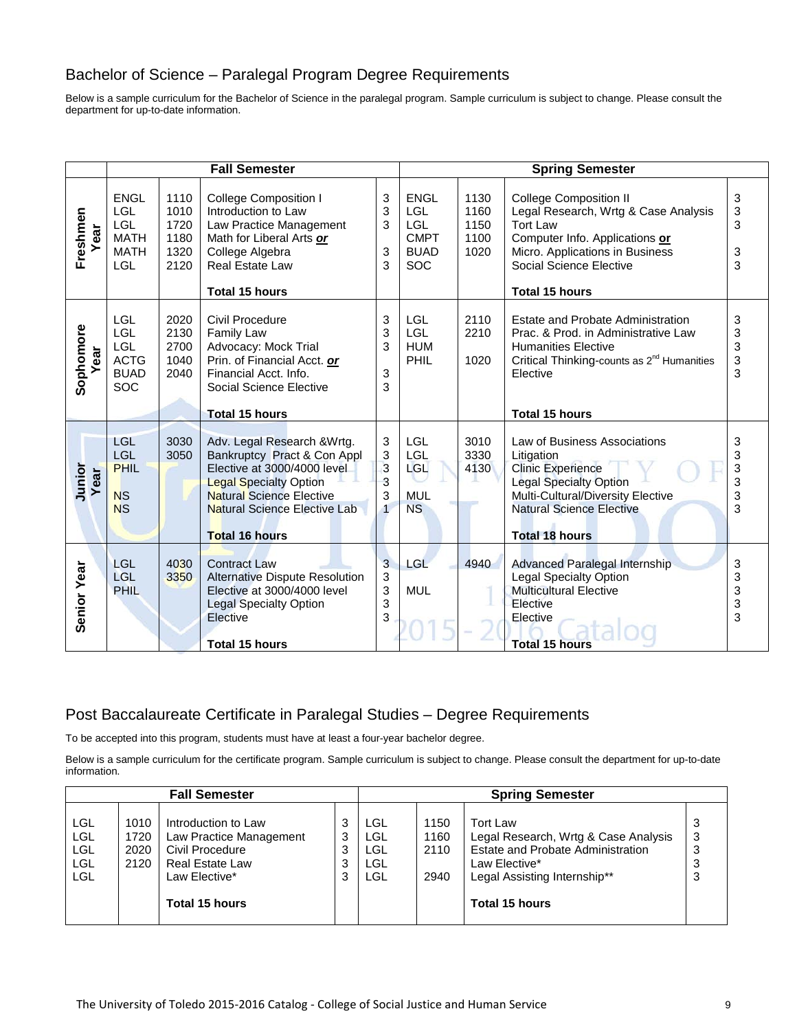## Bachelor of Science – Paralegal Program Degree Requirements

Below is a sample curriculum for the Bachelor of Science in the paralegal program. Sample curriculum is subject to change. Please consult the department for up-to-date information.

| | Fall Semester | | | | Spring Semester | | | |
|---|---|---|---|---|---|---|---|---|
| **Freshmen Year** | ENGL | 1110 | College Composition I | 3 | ENGL | 1130 | College Composition II | 3 |
| | LGL | 1010 | Introduction to Law | 3 | LGL | 1160 | Legal Research, Wrtg & Case Analysis | 3 |
| | LGL | 1720 | Law Practice Management | 3 | LGL | 1150 | Tort Law | 3 |
| | MATH | 1180 | Math for Liberal Arts ***or*** | | CMPT | 1100 | Computer Info. Applications **or** | |
| | MATH | 1320 | College Algebra | 3 | BUAD | 1020 | Micro. Applications in Business | 3 |
| | LGL | 2120 | Real Estate Law | 3 | SOC | | Social Science Elective | 3 |
| | | | **Total 15 hours** | | | | **Total 15 hours** | |
| **Sophomore Year** | LGL | 2020 | Civil Procedure | 3 | LGL | 2110 | Estate and Probate Administration | 3 |
| | LGL | 2130 | Family Law | 3 | LGL | 2210 | Prac. & Prod. in Administrative Law | 3 |
| | LGL | 2700 | Advocacy: Mock Trial | 3 | HUM | | Humanities Elective | 3 |
| | ACTG | 1040 | Prin. of Financial Acct. ***or*** | | PHIL | 1020 | Critical Thinking-counts as 2nd Humanities | 3 |
| | BUAD | 2040 | Financial Acct. Info. | 3 | | | Elective | 3 |
| | SOC | | Social Science Elective | 3 | | | | |
| | | | **Total 15 hours** | | | | **Total 15 hours** | |
| **Junior Year** | LGL | 3030 | Adv. Legal Research &Wrtg. | 3 | LGL | 3010 | Law of Business Associations | 3 |
| | LGL | 3050 | Bankruptcy Pract & Con Appl | 3 | LGL | 3330 | Litigation | 3 |
| | PHIL | | Elective at 3000/4000 level | 3 | LGL | 4130 | Clinic Experience | 3 |
| | | | Legal Specialty Option | 3 | | | Legal Specialty Option | 3 |
| | NS | | Natural Science Elective | 3 | MUL | | Multi-Cultural/Diversity Elective | 3 |
| | NS | | Natural Science Elective Lab | 1 | NS | | Natural Science Elective | 3 |
| | | | **Total 16 hours** | | | | **Total 18 hours** | |
| **Senior Year** | LGL | 4030 | Contract Law | 3 | LGL | 4940 | Advanced Paralegal Internship | 3 |
| | LGL | 3350 | Alternative Dispute Resolution | 3 | | | Legal Specialty Option | 3 |
| | PHIL | | Elective at 3000/4000 level | 3 | MUL | | Multicultural Elective | 3 |
| | | | Legal Specialty Option | 3 | | | Elective | 3 |
| | | | Elective | 3 | | | Elective | 3 |
| | | | **Total 15 hours** | | | | **Total 15 hours** | |

## Post Baccalaureate Certificate in Paralegal Studies – Degree Requirements

To be accepted into this program, students must have at least a four-year bachelor degree.

Below is a sample curriculum for the certificate program. Sample curriculum is subject to change. Please consult the department for up-to-date information.

| Fall Semester | | | | Spring Semester | | | |
|---|---|---|---|---|---|---|---|
| LGL | 1010 | Introduction to Law | 3 | LGL | 1150 | Tort Law | 3 |
| LGL | 1720 | Law Practice Management | 3 | LGL | 1160 | Legal Research, Wrtg & Case Analysis | 3 |
| LGL | 2020 | Civil Procedure | 3 | LGL | 2110 | Estate and Probate Administration | 3 |
| LGL | 2120 | Real Estate Law | 3 | LGL | | Law Elective* | 3 |
| LGL | | Law Elective* | 3 | LGL | 2940 | Legal Assisting Internship** | 3 |
| | | **Total 15 hours** | | | | **Total 15 hours** | |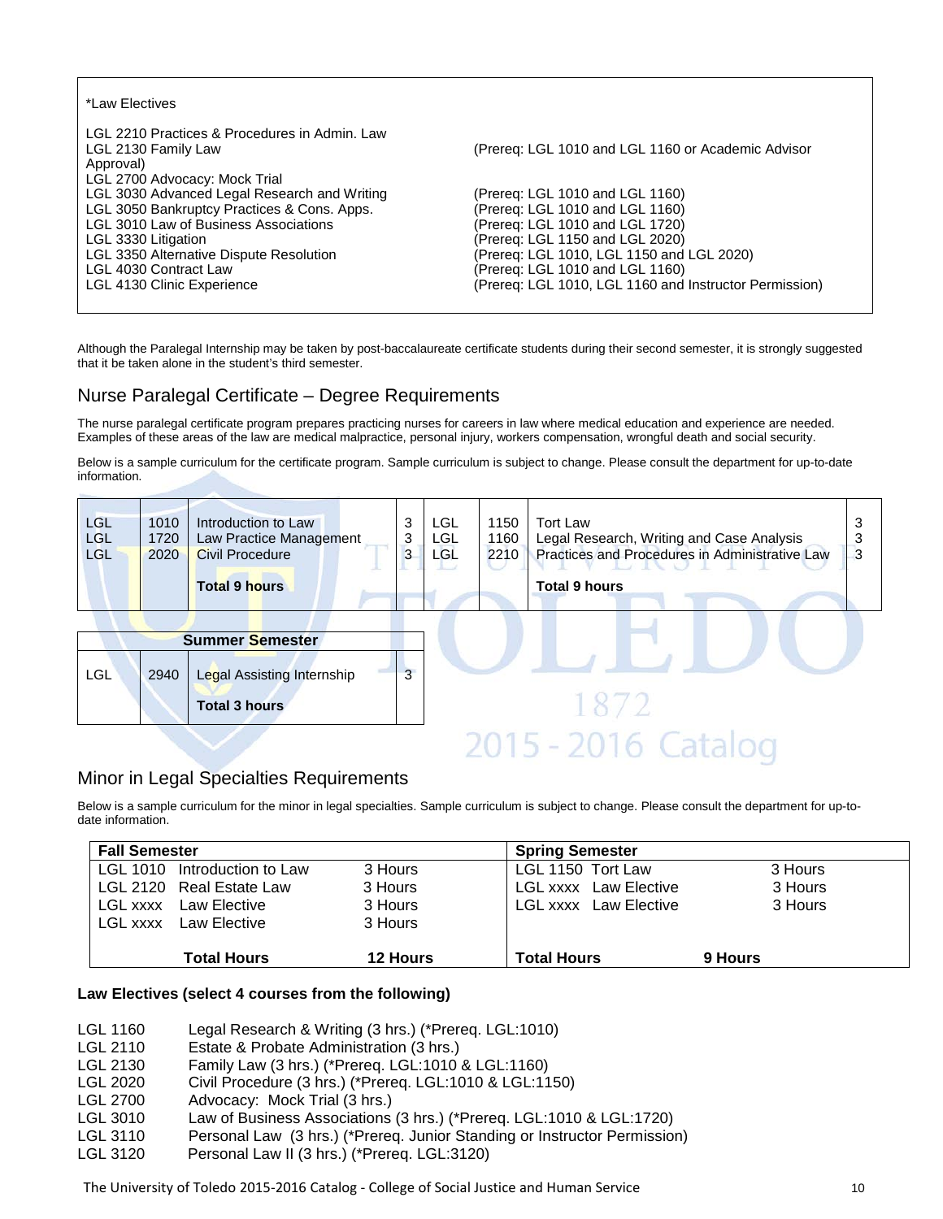*Law Electives

LGL 2210 Practices & Procedures in Admin. Law
LGL 2130 Family Law (Prereq: LGL 1010 and LGL 1160 or Academic Advisor Approval)
LGL 2700 Advocacy: Mock Trial
LGL 3030 Advanced Legal Research and Writing (Prereq: LGL 1010 and LGL 1160)
LGL 3050 Bankruptcy Practices & Cons. Apps. (Prereq: LGL 1010 and LGL 1160)
LGL 3010 Law of Business Associations (Prereq: LGL 1010 and LGL 1720)
LGL 3330 Litigation (Prereq: LGL 1150 and LGL 2020)
LGL 3350 Alternative Dispute Resolution (Prereq: LGL 1010, LGL 1150 and LGL 2020)
LGL 4030 Contract Law (Prereq: LGL 1010 and LGL 1160)
LGL 4130 Clinic Experience (Prereq: LGL 1010, LGL 1160 and Instructor Permission)

Although the Paralegal Internship may be taken by post-baccalaureate certificate students during their second semester, it is strongly suggested that it be taken alone in the student's third semester.

## Nurse Paralegal Certificate – Degree Requirements

The nurse paralegal certificate program prepares practicing nurses for careers in law where medical education and experience are needed. Examples of these areas of the law are medical malpractice, personal injury, workers compensation, wrongful death and social security.

Below is a sample curriculum for the certificate program. Sample curriculum is subject to change. Please consult the department for up-to-date information.

| | | | | | | | |
|---|---|---|---|---|---|---|---|
| LGL | 1010 | Introduction to Law | 3 | LGL | 1150 | Tort Law | 3 |
| LGL | 1720 | Law Practice Management | 3 | LGL | 1160 | Legal Research, Writing and Case Analysis | 3 |
| LGL | 2020 | Civil Procedure | 3 | LGL | 2210 | Practices and Procedures in Administrative Law | 3 |
| | | **Total 9 hours** | | | | **Total 9 hours** | |

| **Summer Semester** | | | |
|---|---|---|---|
| LGL | 2940 | Legal Assisting Internship | 3 |
| | | **Total 3 hours** | |

## Minor in Legal Specialties Requirements

Below is a sample curriculum for the minor in legal specialties. Sample curriculum is subject to change. Please consult the department for up-to-date information.

| **Fall Semester** | | **Spring Semester** | |
|---|---|---|---|
| LGL 1010 Introduction to Law | 3 Hours | LGL 1150 Tort Law | 3 Hours |
| LGL 2120 Real Estate Law | 3 Hours | LGL xxxx Law Elective | 3 Hours |
| LGL xxxx Law Elective | 3 Hours | LGL xxxx Law Elective | 3 Hours |
| LGL xxxx Law Elective | 3 Hours | | |
| **Total Hours** | **12 Hours** | **Total Hours** | **9 Hours** |

**Law Electives (select 4 courses from the following)**

LGL 1160 Legal Research & Writing (3 hrs.) (*Prereq. LGL:1010)
LGL 2110 Estate & Probate Administration (3 hrs.)
LGL 2130 Family Law (3 hrs.) (*Prereq. LGL:1010 & LGL:1160)
LGL 2020 Civil Procedure (3 hrs.) (*Prereq. LGL:1010 & LGL:1150)
LGL 2700 Advocacy: Mock Trial (3 hrs.)
LGL 3010 Law of Business Associations (3 hrs.) (*Prereq. LGL:1010 & LGL:1720)
LGL 3110 Personal Law (3 hrs.) (*Prereq. Junior Standing or Instructor Permission)
LGL 3120 Personal Law II (3 hrs.) (*Prereq. LGL:3120)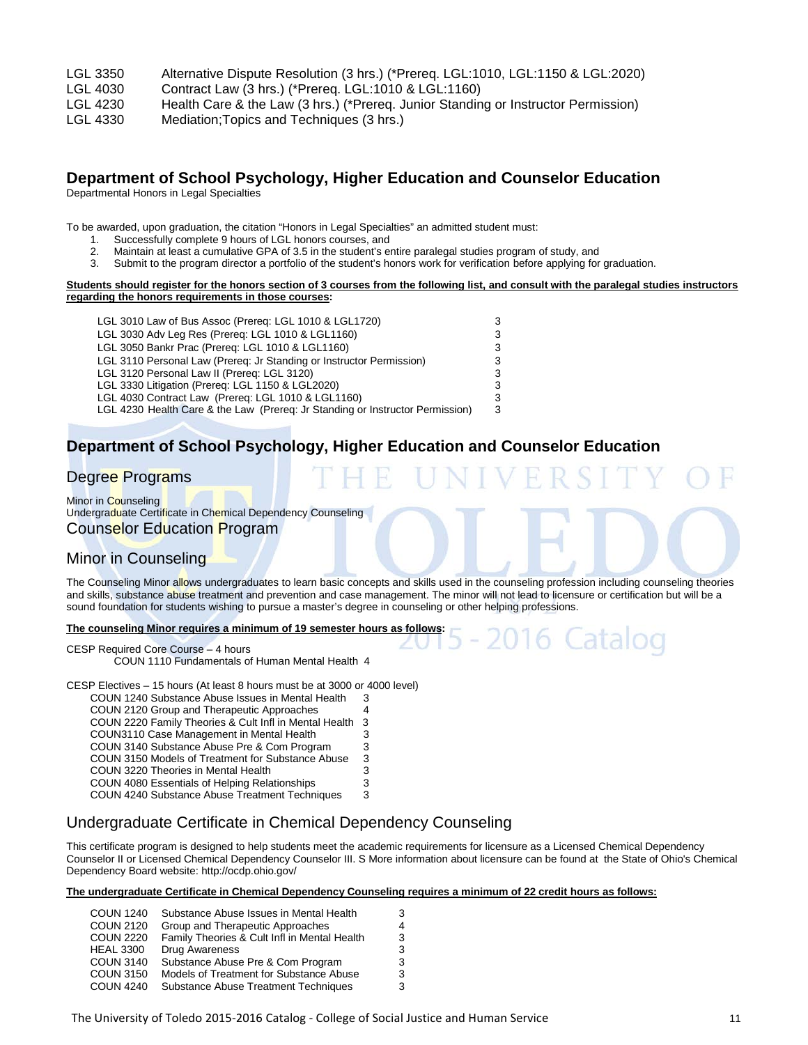| | |
|---|---|
| LGL 3350 | Alternative Dispute Resolution (3 hrs.) (*Prereq. LGL:1010, LGL:1150 & LGL:2020) |
| LGL 4030 | Contract Law (3 hrs.) (*Prereq. LGL:1010 & LGL:1160) |
| LGL 4230 | Health Care & the Law (3 hrs.) (*Prereq. Junior Standing or Instructor Permission) |
| LGL 4330 | Mediation;Topics and Techniques (3 hrs.) |

## Department of School Psychology, Higher Education and Counselor Education

Departmental Honors in Legal Specialties

To be awarded, upon graduation, the citation "Honors in Legal Specialties" an admitted student must:

1. Successfully complete 9 hours of LGL honors courses, and
2. Maintain at least a cumulative GPA of 3.5 in the student's entire paralegal studies program of study, and
3. Submit to the program director a portfolio of the student's honors work for verification before applying for graduation.

**Students should register for the honors section of 3 courses from the following list, and consult with the paralegal studies instructors regarding the honors requirements in those courses:**

| | |
|---|---|
| LGL 3010 Law of Bus Assoc (Prereq: LGL 1010 & LGL1720) | 3 |
| LGL 3030 Adv Leg Res (Prereq: LGL 1010 & LGL1160) | 3 |
| LGL 3050 Bankr Prac (Prereq: LGL 1010 & LGL1160) | 3 |
| LGL 3110 Personal Law (Prereq: Jr Standing or Instructor Permission) | 3 |
| LGL 3120 Personal Law II (Prereq: LGL 3120) | 3 |
| LGL 3330 Litigation (Prereq: LGL 1150 & LGL2020) | 3 |
| LGL 4030 Contract Law (Prereq: LGL 1010 & LGL1160) | 3 |
| LGL 4230 Health Care & the Law (Prereq: Jr Standing or Instructor Permission) | 3 |

## Department of School Psychology, Higher Education and Counselor Education

### Degree Programs

Minor in Counseling
Undergraduate Certificate in Chemical Dependency Counseling

### Counselor Education Program

### Minor in Counseling

The Counseling Minor allows undergraduates to learn basic concepts and skills used in the counseling profession including counseling theories and skills, substance abuse treatment and prevention and case management. The minor will not lead to licensure or certification but will be a sound foundation for students wishing to pursue a master's degree in counseling or other helping professions.

**The counseling Minor requires a minimum of 19 semester hours as follows:**

CESP Required Core Course – 4 hours
COUN 1110 Fundamentals of Human Mental Health 4

CESP Electives – 15 hours (At least 8 hours must be at 3000 or 4000 level)

| | |
|---|---|
| COUN 1240 Substance Abuse Issues in Mental Health | 3 |
| COUN 2120 Group and Therapeutic Approaches | 4 |
| COUN 2220 Family Theories & Cult Infl in Mental Health | 3 |
| COUN3110 Case Management in Mental Health | 3 |
| COUN 3140 Substance Abuse Pre & Com Program | 3 |
| COUN 3150 Models of Treatment for Substance Abuse | 3 |
| COUN 3220 Theories in Mental Health | 3 |
| COUN 4080 Essentials of Helping Relationships | 3 |
| COUN 4240 Substance Abuse Treatment Techniques | 3 |

### Undergraduate Certificate in Chemical Dependency Counseling

This certificate program is designed to help students meet the academic requirements for licensure as a Licensed Chemical Dependency Counselor II or Licensed Chemical Dependency Counselor III. S More information about licensure can be found at the State of Ohio's Chemical Dependency Board website: http://ocdp.ohio.gov/

**The undergraduate Certificate in Chemical Dependency Counseling requires a minimum of 22 credit hours as follows:**

| | | |
|---|---|---|
| COUN 1240 | Substance Abuse Issues in Mental Health | 3 |
| COUN 2120 | Group and Therapeutic Approaches | 4 |
| COUN 2220 | Family Theories & Cult Infl in Mental Health | 3 |
| HEAL 3300 | Drug Awareness | 3 |
| COUN 3140 | Substance Abuse Pre & Com Program | 3 |
| COUN 3150 | Models of Treatment for Substance Abuse | 3 |
| COUN 4240 | Substance Abuse Treatment Techniques | 3 |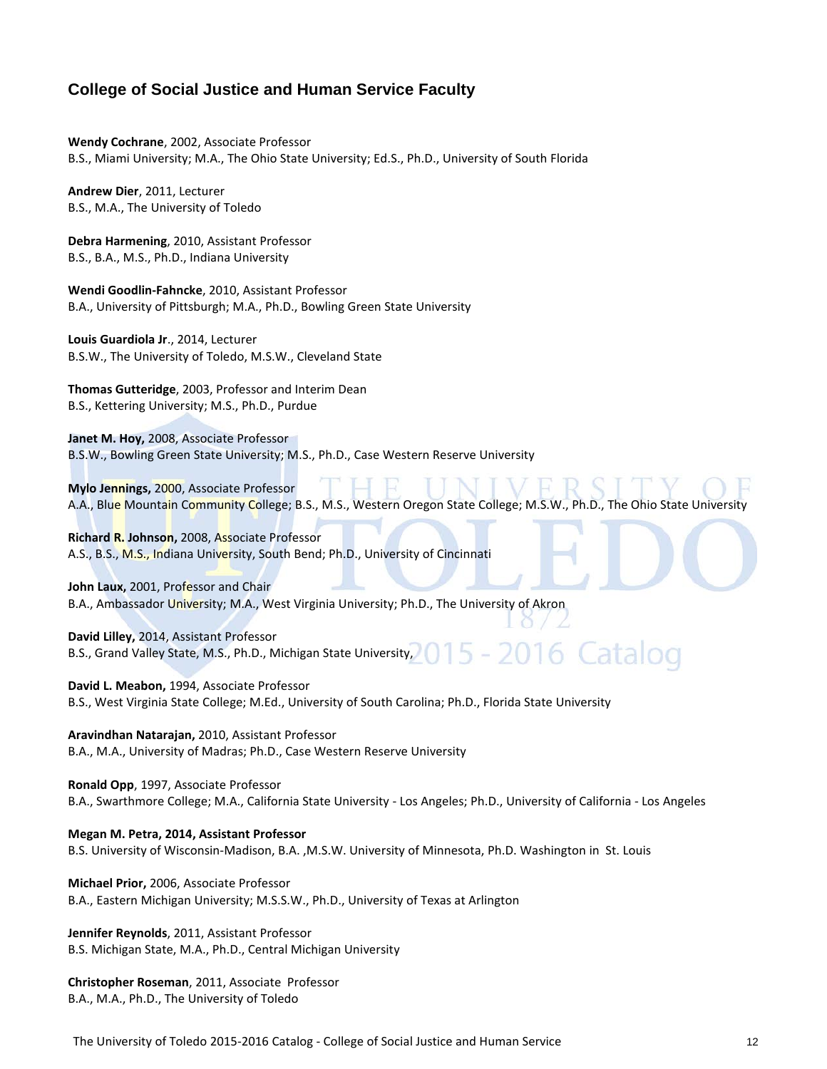## College of Social Justice and Human Service Faculty

**Wendy Cochrane**, 2002, Associate Professor
B.S., Miami University; M.A., The Ohio State University; Ed.S., Ph.D., University of South Florida

**Andrew Dier**, 2011, Lecturer
B.S., M.A., The University of Toledo

**Debra Harmening**, 2010, Assistant Professor
B.S., B.A., M.S., Ph.D., Indiana University

**Wendi Goodlin-Fahncke**, 2010, Assistant Professor
B.A., University of Pittsburgh; M.A., Ph.D., Bowling Green State University

**Louis Guardiola Jr**., 2014, Lecturer
B.S.W., The University of Toledo, M.S.W., Cleveland State

**Thomas Gutteridge**, 2003, Professor and Interim Dean
B.S., Kettering University; M.S., Ph.D., Purdue

**Janet M. Hoy,** 2008, Associate Professor
B.S.W., Bowling Green State University; M.S., Ph.D., Case Western Reserve University

**Mylo Jennings,** 2000, Associate Professor
A.A., Blue Mountain Community College; B.S., M.S., Western Oregon State College; M.S.W., Ph.D., The Ohio State University

**Richard R. Johnson,** 2008, Associate Professor
A.S., B.S., M.S., Indiana University, South Bend; Ph.D., University of Cincinnati

**John Laux,** 2001, Professor and Chair
B.A., Ambassador University; M.A., West Virginia University; Ph.D., The University of Akron

**David Lilley,** 2014, Assistant Professor
B.S., Grand Valley State, M.S., Ph.D., Michigan State University,

**David L. Meabon,** 1994, Associate Professor
B.S., West Virginia State College; M.Ed., University of South Carolina; Ph.D., Florida State University

**Aravindhan Natarajan,** 2010, Assistant Professor
B.A., M.A., University of Madras; Ph.D., Case Western Reserve University

**Ronald Opp**, 1997, Associate Professor
B.A., Swarthmore College; M.A., California State University - Los Angeles; Ph.D., University of California - Los Angeles

**Megan M. Petra, 2014, Assistant Professor**
B.S. University of Wisconsin-Madison, B.A. ,M.S.W. University of Minnesota, Ph.D. Washington in St. Louis

**Michael Prior,** 2006, Associate Professor
B.A., Eastern Michigan University; M.S.S.W., Ph.D., University of Texas at Arlington

**Jennifer Reynolds**, 2011, Assistant Professor
B.S. Michigan State, M.A., Ph.D., Central Michigan University

**Christopher Roseman**, 2011, Associate Professor
B.A., M.A., Ph.D., The University of Toledo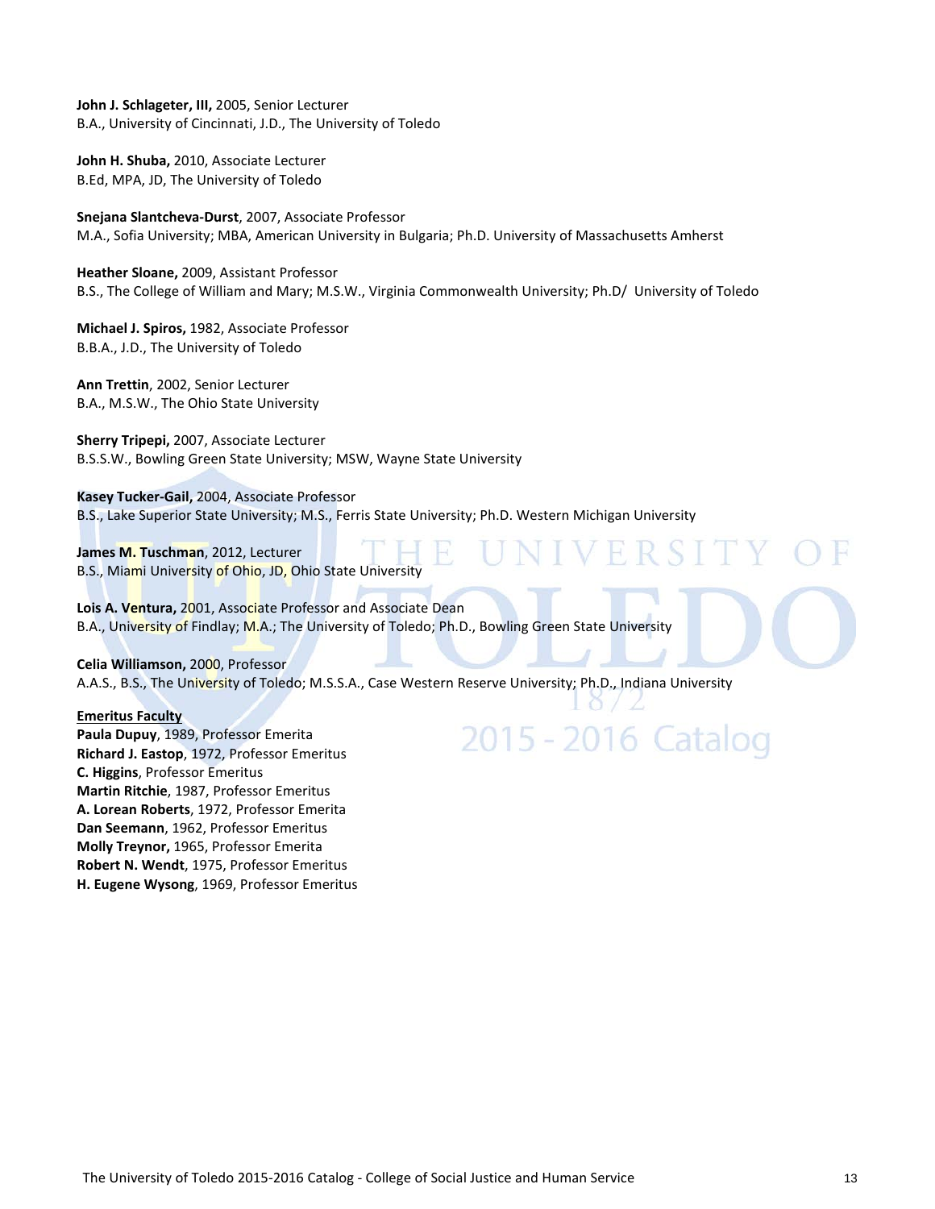**John J. Schlageter, III,** 2005, Senior Lecturer
B.A., University of Cincinnati, J.D., The University of Toledo

**John H. Shuba,** 2010, Associate Lecturer
B.Ed, MPA, JD, The University of Toledo

**Snejana Slantcheva-Durst**, 2007, Associate Professor
M.A., Sofia University; MBA, American University in Bulgaria; Ph.D. University of Massachusetts Amherst

**Heather Sloane,** 2009, Assistant Professor
B.S., The College of William and Mary; M.S.W., Virginia Commonwealth University; Ph.D/ University of Toledo

**Michael J. Spiros,** 1982, Associate Professor
B.B.A., J.D., The University of Toledo

**Ann Trettin**, 2002, Senior Lecturer
B.A., M.S.W., The Ohio State University

**Sherry Tripepi,** 2007, Associate Lecturer
B.S.S.W., Bowling Green State University; MSW, Wayne State University

**Kasey Tucker-Gail,** 2004, Associate Professor
B.S., Lake Superior State University; M.S., Ferris State University; Ph.D. Western Michigan University

**James M. Tuschman**, 2012, Lecturer
B.S., Miami University of Ohio, JD, Ohio State University

**Lois A. Ventura,** 2001, Associate Professor and Associate Dean
B.A., University of Findlay; M.A.; The University of Toledo; Ph.D., Bowling Green State University

**Celia Williamson,** 2000, Professor
A.A.S., B.S., The University of Toledo; M.S.S.A., Case Western Reserve University; Ph.D., Indiana University

**Emeritus Faculty**

**Paula Dupuy**, 1989, Professor Emerita
**Richard J. Eastop**, 1972, Professor Emeritus
**C. Higgins**, Professor Emeritus
**Martin Ritchie**, 1987, Professor Emeritus
**A. Lorean Roberts**, 1972, Professor Emerita
**Dan Seemann**, 1962, Professor Emeritus
**Molly Treynor,** 1965, Professor Emerita
**Robert N. Wendt**, 1975, Professor Emeritus
**H. Eugene Wysong**, 1969, Professor Emeritus